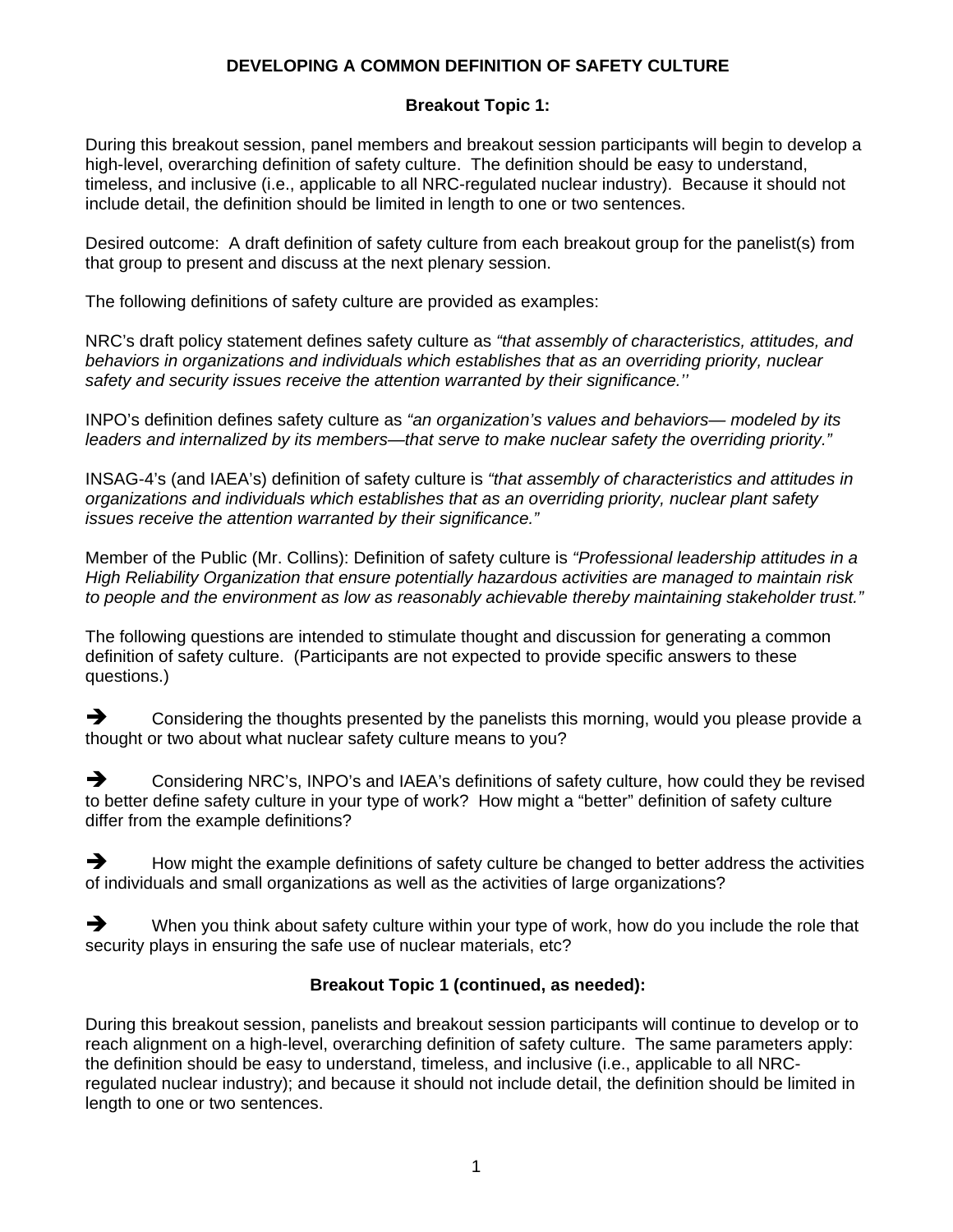# DEVELOPING A COMMON DEFINITION OF SAFETY CULTURE

## Breakout Topic 1:

During this breakout session, panel members and breakout session participants will begin to develop a high-level, overarching definition of safety culture. The definition should be easy to understand, timeless, and inclusive (i.e., applicable to all NRC-regulated nuclear industry). Because it should not include detail, the definition should be limited in length to one or two sentences.

Desired outcome: A draft definition of safety culture from each breakout group for the panelist(s) from that group to present and discuss at the next plenary session.

The following definitions of safety culture are provided as examples:

NRC's draft policy statement defines safety culture as *"that assembly of characteristics, attitudes, and behaviors in organizations and individuals which establishes that as an overriding priority, nuclear safety and security issues receive the attention warranted by their significance.''*

INPO's definition defines safety culture as *"an organization's values and behaviors— modeled by its leaders and internalized by its members—that serve to make nuclear safety the overriding priority."*

INSAG-4's (and IAEA's) definition of safety culture is *"that assembly of characteristics and attitudes in organizations and individuals which establishes that as an overriding priority, nuclear plant safety issues receive the attention warranted by their significance."*

Member of the Public (Mr. Collins): Definition of safety culture is *"Professional leadership attitudes in a High Reliability Organization that ensure potentially hazardous activities are managed to maintain risk to people and the environment as low as reasonably achievable thereby maintaining stakeholder trust."*

The following questions are intended to stimulate thought and discussion for generating a common definition of safety culture. (Participants are not expected to provide specific answers to these questions.)

➔ Considering the thoughts presented by the panelists this morning, would you please provide a thought or two about what nuclear safety culture means to you?

➔ Considering NRC's, INPO's and IAEA's definitions of safety culture, how could they be revised to better define safety culture in your type of work? How might a "better" definition of safety culture differ from the example definitions?

➔ How might the example definitions of safety culture be changed to better address the activities of individuals and small organizations as well as the activities of large organizations?

➔ When you think about safety culture within your type of work, how do you include the role that security plays in ensuring the safe use of nuclear materials, etc?

## Breakout Topic 1 (continued, as needed):

During this breakout session, panelists and breakout session participants will continue to develop or to reach alignment on a high-level, overarching definition of safety culture. The same parameters apply: the definition should be easy to understand, timeless, and inclusive (i.e., applicable to all NRC-regulated nuclear industry); and because it should not include detail, the definition should be limited in length to one or two sentences.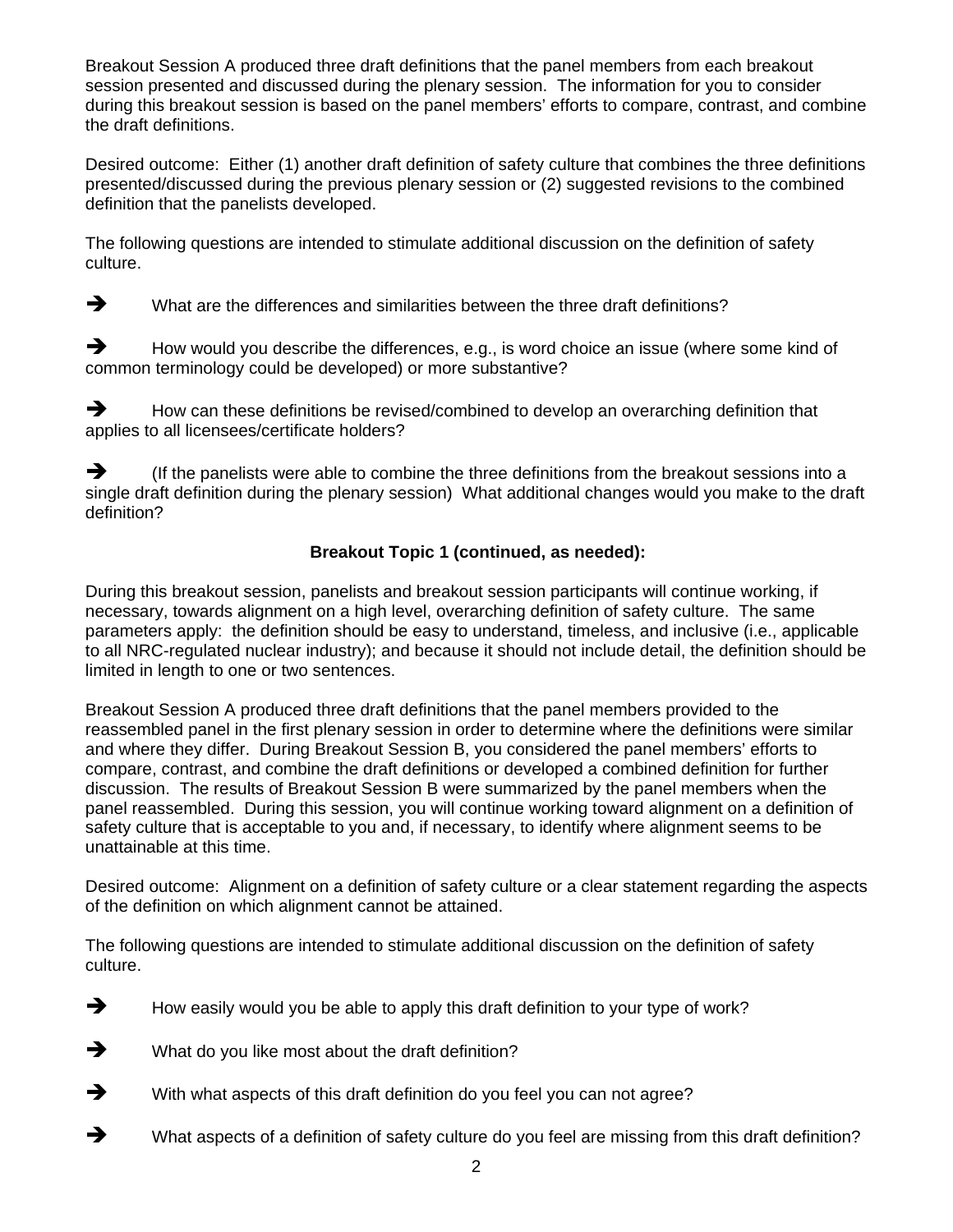Breakout Session A produced three draft definitions that the panel members from each breakout session presented and discussed during the plenary session. The information for you to consider during this breakout session is based on the panel members' efforts to compare, contrast, and combine the draft definitions.

Desired outcome: Either (1) another draft definition of safety culture that combines the three definitions presented/discussed during the previous plenary session or (2) suggested revisions to the combined definition that the panelists developed.

The following questions are intended to stimulate additional discussion on the definition of safety culture.

➔ What are the differences and similarities between the three draft definitions?

➔ How would you describe the differences, e.g., is word choice an issue (where some kind of common terminology could be developed) or more substantive?

➔ How can these definitions be revised/combined to develop an overarching definition that applies to all licensees/certificate holders?

➔ (If the panelists were able to combine the three definitions from the breakout sessions into a single draft definition during the plenary session) What additional changes would you make to the draft definition?

**Breakout Topic 1 (continued, as needed):**

During this breakout session, panelists and breakout session participants will continue working, if necessary, towards alignment on a high level, overarching definition of safety culture. The same parameters apply: the definition should be easy to understand, timeless, and inclusive (i.e., applicable to all NRC-regulated nuclear industry); and because it should not include detail, the definition should be limited in length to one or two sentences.

Breakout Session A produced three draft definitions that the panel members provided to the reassembled panel in the first plenary session in order to determine where the definitions were similar and where they differ. During Breakout Session B, you considered the panel members' efforts to compare, contrast, and combine the draft definitions or developed a combined definition for further discussion. The results of Breakout Session B were summarized by the panel members when the panel reassembled. During this session, you will continue working toward alignment on a definition of safety culture that is acceptable to you and, if necessary, to identify where alignment seems to be unattainable at this time.

Desired outcome: Alignment on a definition of safety culture or a clear statement regarding the aspects of the definition on which alignment cannot be attained.

The following questions are intended to stimulate additional discussion on the definition of safety culture.

➔ How easily would you be able to apply this draft definition to your type of work?

➔ What do you like most about the draft definition?

➔ With what aspects of this draft definition do you feel you can not agree?

➔ What aspects of a definition of safety culture do you feel are missing from this draft definition?